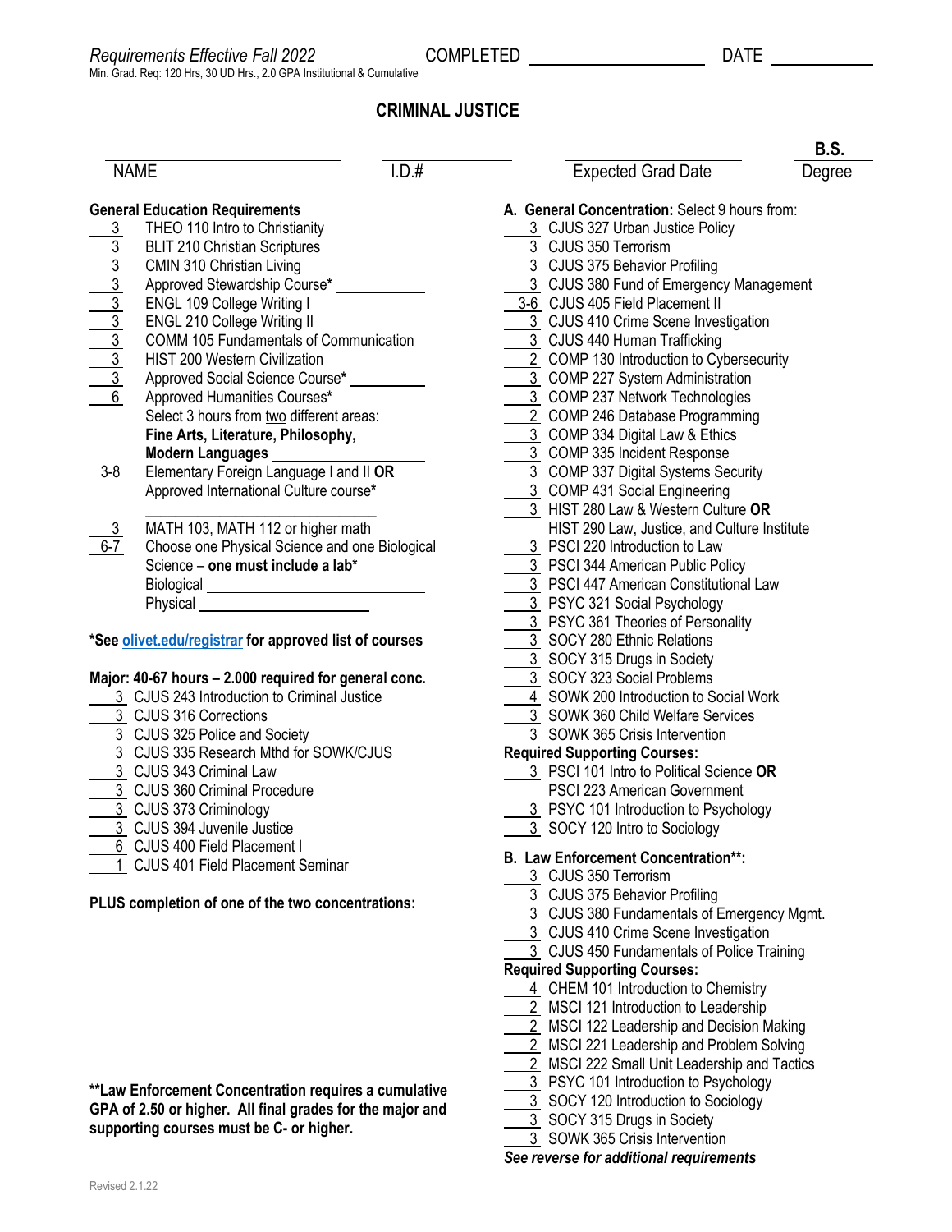*Requirements Effective Fall 2022* COMPLETED ____________________ DATE ____________

Min. Grad. Req: 120 Hrs, 30 UD Hrs., 2.0 GPA Institutional & Cumulative

# CRIMINAL JUSTICE

| NAME | I.D.# | Expected Grad Date | B.S. Degree |
|---|---|---|---|

## General Education Requirements

- 3 THEO 110 Intro to Christianity
- 3 BLIT 210 Christian Scriptures
- 3 CMIN 310 Christian Living
- 3 Approved Stewardship Course* ____________
- 3 ENGL 109 College Writing I
- 3 ENGL 210 College Writing II
- 3 COMM 105 Fundamentals of Communication
- 3 HIST 200 Western Civilization
- 3 Approved Social Science Course* __________
- 6 Approved Humanities Courses*
  Select 3 hours from two different areas:
  **Fine Arts, Literature, Philosophy, Modern Languages** ____________________
- 3-8 Elementary Foreign Language I and II **OR** Approved International Culture course* ____________________
- 3 MATH 103, MATH 112 or higher math
- 6-7 Choose one Physical Science and one Biological Science – **one must include a lab***
  Biological ____________________
  Physical ____________________

**\*See olivet.edu/registrar for approved list of courses**

## Major: 40-67 hours – 2.000 required for general conc.

- 3 CJUS 243 Introduction to Criminal Justice
- 3 CJUS 316 Corrections
- 3 CJUS 325 Police and Society
- 3 CJUS 335 Research Mthd for SOWK/CJUS
- 3 CJUS 343 Criminal Law
- 3 CJUS 360 Criminal Procedure
- 3 CJUS 373 Criminology
- 3 CJUS 394 Juvenile Justice
- 6 CJUS 400 Field Placement I
- 1 CJUS 401 Field Placement Seminar

**PLUS completion of one of the two concentrations:**

### A. General Concentration: Select 9 hours from:

- 3 CJUS 327 Urban Justice Policy
- 3 CJUS 350 Terrorism
- 3 CJUS 375 Behavior Profiling
- 3 CJUS 380 Fund of Emergency Management
- 3-6 CJUS 405 Field Placement II
- 3 CJUS 410 Crime Scene Investigation
- 3 CJUS 440 Human Trafficking
- 2 COMP 130 Introduction to Cybersecurity
- 3 COMP 227 System Administration
- 3 COMP 237 Network Technologies
- 2 COMP 246 Database Programming
- 3 COMP 334 Digital Law & Ethics
- 3 COMP 335 Incident Response
- 3 COMP 337 Digital Systems Security
- 3 COMP 431 Social Engineering
- 3 HIST 280 Law & Western Culture **OR** HIST 290 Law, Justice, and Culture Institute
- 3 PSCI 220 Introduction to Law
- 3 PSCI 344 American Public Policy
- 3 PSCI 447 American Constitutional Law
- 3 PSYC 321 Social Psychology
- 3 PSYC 361 Theories of Personality
- 3 SOCY 280 Ethnic Relations
- 3 SOCY 315 Drugs in Society
- 3 SOCY 323 Social Problems
- 4 SOWK 200 Introduction to Social Work
- 3 SOWK 360 Child Welfare Services
- 3 SOWK 365 Crisis Intervention

**Required Supporting Courses:**

- 3 PSCI 101 Intro to Political Science **OR** PSCI 223 American Government
- 3 PSYC 101 Introduction to Psychology
- 3 SOCY 120 Intro to Sociology

### B. Law Enforcement Concentration**:

- 3 CJUS 350 Terrorism
- 3 CJUS 375 Behavior Profiling
- 3 CJUS 380 Fundamentals of Emergency Mgmt.
- 3 CJUS 410 Crime Scene Investigation
- 3 CJUS 450 Fundamentals of Police Training

**Required Supporting Courses:**

- 4 CHEM 101 Introduction to Chemistry
- 2 MSCI 121 Introduction to Leadership
- 2 MSCI 122 Leadership and Decision Making
- 2 MSCI 221 Leadership and Problem Solving
- 2 MSCI 222 Small Unit Leadership and Tactics
- 3 PSYC 101 Introduction to Psychology
- 3 SOCY 120 Introduction to Sociology
- 3 SOCY 315 Drugs in Society
- 3 SOWK 365 Crisis Intervention

**\*\*Law Enforcement Concentration requires a cumulative GPA of 2.50 or higher. All final grades for the major and supporting courses must be C- or higher.**

***See reverse for additional requirements***

Revised 2.1.22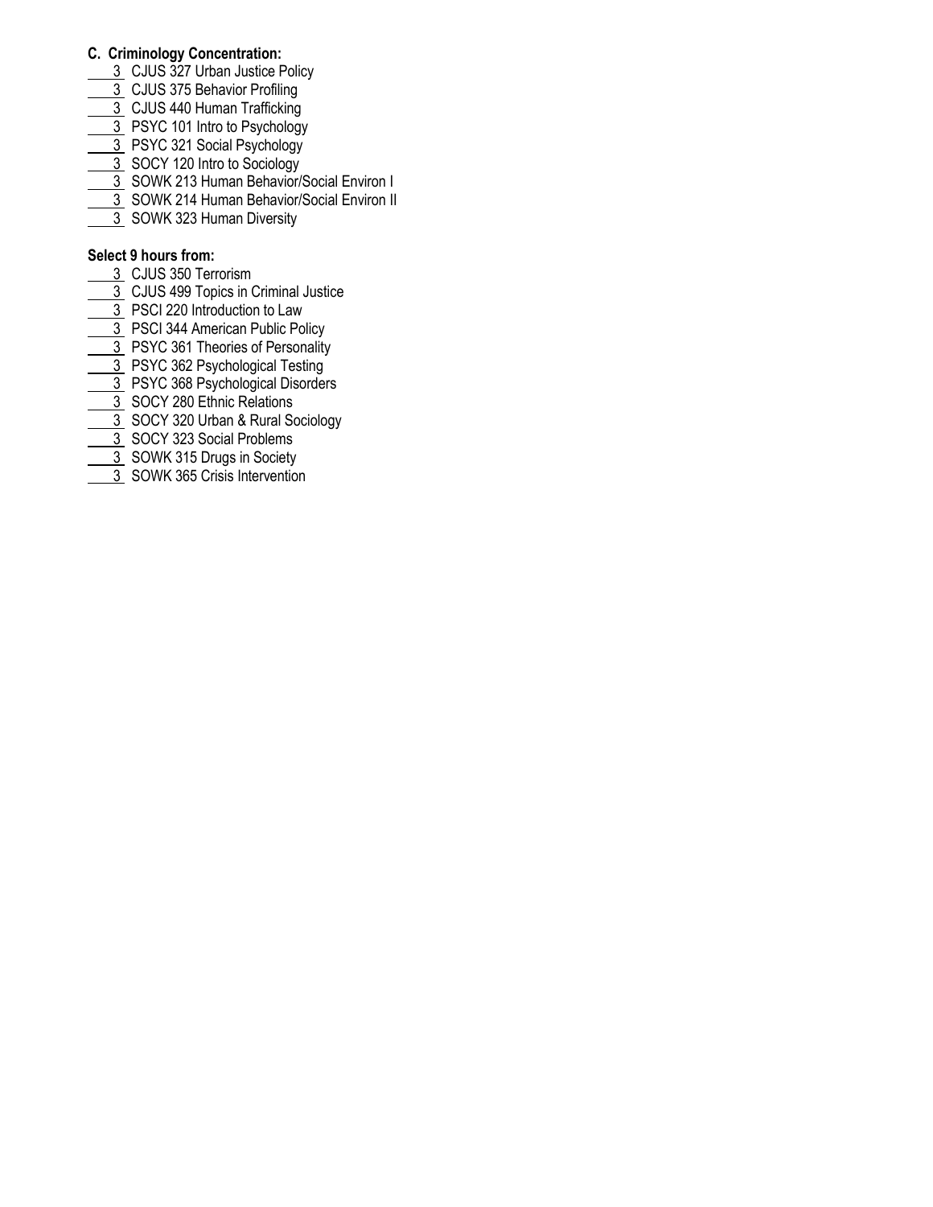**C. Criminology Concentration:**

- 3 CJUS 327 Urban Justice Policy
- 3 CJUS 375 Behavior Profiling
- 3 CJUS 440 Human Trafficking
- 3 PSYC 101 Intro to Psychology
- 3 PSYC 321 Social Psychology
- 3 SOCY 120 Intro to Sociology
- 3 SOWK 213 Human Behavior/Social Environ I
- 3 SOWK 214 Human Behavior/Social Environ II
- 3 SOWK 323 Human Diversity

**Select 9 hours from:**

- 3 CJUS 350 Terrorism
- 3 CJUS 499 Topics in Criminal Justice
- 3 PSCI 220 Introduction to Law
- 3 PSCI 344 American Public Policy
- 3 PSYC 361 Theories of Personality
- 3 PSYC 362 Psychological Testing
- 3 PSYC 368 Psychological Disorders
- 3 SOCY 280 Ethnic Relations
- 3 SOCY 320 Urban & Rural Sociology
- 3 SOCY 323 Social Problems
- 3 SOWK 315 Drugs in Society
- 3 SOWK 365 Crisis Intervention